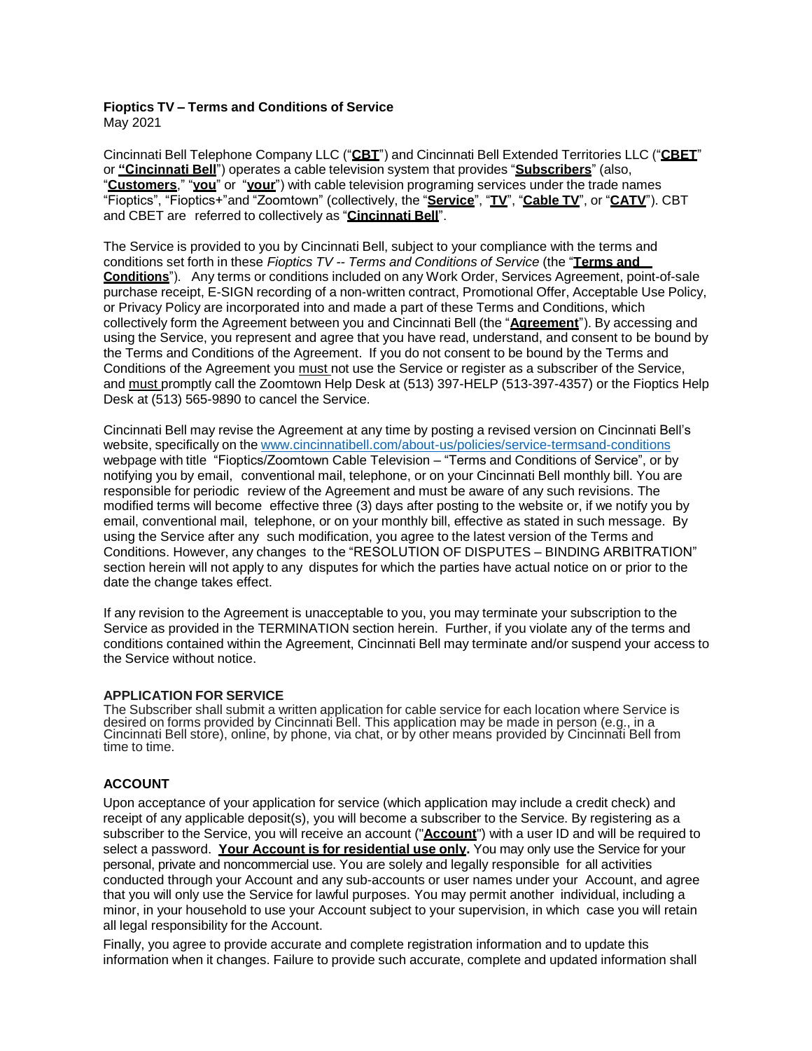**Fioptics TV – Terms and Conditions of Service**

May 2021

Cincinnati Bell Telephone Company LLC ("**CBT**") and Cincinnati Bell Extended Territories LLC ("**CBET**" or **"Cincinnati Bell**") operates a cable television system that provides "**Subscribers**" (also, "**Customers**," "**you**" or "**your**") with cable television programing services under the trade names "Fioptics", "Fioptics+"and "Zoomtown" (collectively, the "**Service**", "**TV**", "**Cable TV**", or "**CATV**"). CBT and CBET are referred to collectively as "**Cincinnati Bell**".

The Service is provided to you by Cincinnati Bell, subject to your compliance with the terms and conditions set forth in these *Fioptics TV -- Terms and Conditions of Service* (the "**Terms and Conditions**"). Any terms or conditions included on any Work Order, Services Agreement, point-of-sale purchase receipt, E-SIGN recording of a non-written contract, Promotional Offer, Acceptable Use Policy, or Privacy Policy are incorporated into and made a part of these Terms and Conditions, which collectively form the Agreement between you and Cincinnati Bell (the "**Agreement**"). By accessing and using the Service, you represent and agree that you have read, understand, and consent to be bound by the Terms and Conditions of the Agreement. If you do not consent to be bound by the Terms and Conditions of the Agreement you must not use the Service or register as a subscriber of the Service, and must promptly call the Zoomtown Help Desk at (513) 397-HELP (513-397-4357) or the Fioptics Help Desk at (513) 565-9890 to cancel the Service.

Cincinnati Bell may revise the Agreement at any time by posting a revised version on Cincinnati Bell's website, specifically on the www.cincinnatibell.com/about-us/policies/service-termsand-conditions webpage with title "Fioptics/Zoomtown Cable Television – "Terms and Conditions of Service", or by notifying you by email, conventional mail, telephone, or on your Cincinnati Bell monthly bill. You are responsible for periodic review of the Agreement and must be aware of any such revisions. The modified terms will become effective three (3) days after posting to the website or, if we notify you by email, conventional mail, telephone, or on your monthly bill, effective as stated in such message. By using the Service after any such modification, you agree to the latest version of the Terms and Conditions. However, any changes to the "RESOLUTION OF DISPUTES – BINDING ARBITRATION" section herein will not apply to any disputes for which the parties have actual notice on or prior to the date the change takes effect.

If any revision to the Agreement is unacceptable to you, you may terminate your subscription to the Service as provided in the TERMINATION section herein. Further, if you violate any of the terms and conditions contained within the Agreement, Cincinnati Bell may terminate and/or suspend your access to the Service without notice.

**APPLICATION FOR SERVICE**

The Subscriber shall submit a written application for cable service for each location where Service is desired on forms provided by Cincinnati Bell. This application may be made in person (e.g., in a Cincinnati Bell store), online, by phone, via chat, or by other means provided by Cincinnati Bell from time to time.

**ACCOUNT**

Upon acceptance of your application for service (which application may include a credit check) and receipt of any applicable deposit(s), you will become a subscriber to the Service. By registering as a subscriber to the Service, you will receive an account ("**Account**") with a user ID and will be required to select a password. **Your Account is for residential use only.** You may only use the Service for your personal, private and noncommercial use. You are solely and legally responsible for all activities conducted through your Account and any sub-accounts or user names under your Account, and agree that you will only use the Service for lawful purposes. You may permit another individual, including a minor, in your household to use your Account subject to your supervision, in which case you will retain all legal responsibility for the Account.

Finally, you agree to provide accurate and complete registration information and to update this information when it changes. Failure to provide such accurate, complete and updated information shall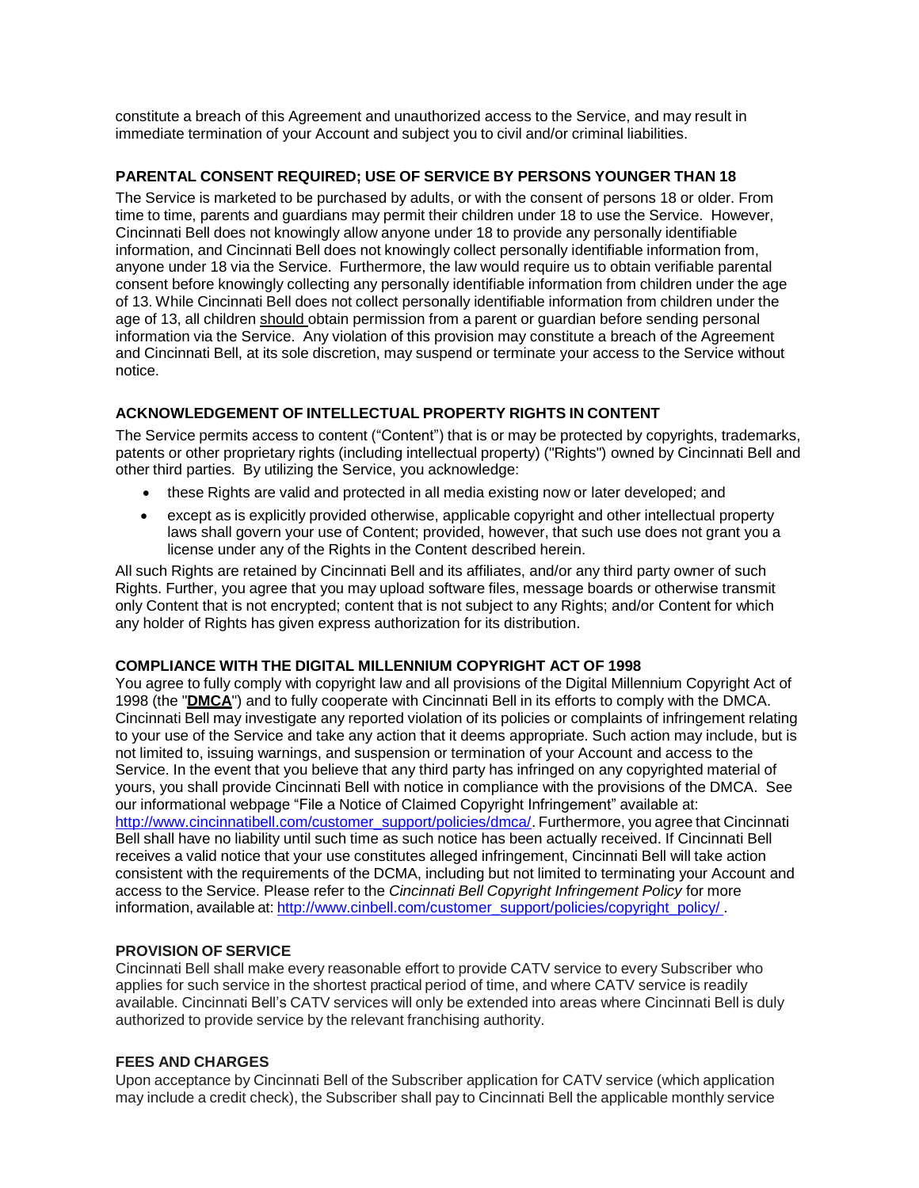constitute a breach of this Agreement and unauthorized access to the Service, and may result in immediate termination of your Account and subject you to civil and/or criminal liabilities.

**PARENTAL CONSENT REQUIRED; USE OF SERVICE BY PERSONS YOUNGER THAN 18**

The Service is marketed to be purchased by adults, or with the consent of persons 18 or older. From time to time, parents and guardians may permit their children under 18 to use the Service. However, Cincinnati Bell does not knowingly allow anyone under 18 to provide any personally identifiable information, and Cincinnati Bell does not knowingly collect personally identifiable information from, anyone under 18 via the Service. Furthermore, the law would require us to obtain verifiable parental consent before knowingly collecting any personally identifiable information from children under the age of 13. While Cincinnati Bell does not collect personally identifiable information from children under the age of 13, all children should obtain permission from a parent or guardian before sending personal information via the Service. Any violation of this provision may constitute a breach of the Agreement and Cincinnati Bell, at its sole discretion, may suspend or terminate your access to the Service without notice.

**ACKNOWLEDGEMENT OF INTELLECTUAL PROPERTY RIGHTS IN CONTENT**

The Service permits access to content ("Content") that is or may be protected by copyrights, trademarks, patents or other proprietary rights (including intellectual property) ("Rights") owned by Cincinnati Bell and other third parties. By utilizing the Service, you acknowledge:

- these Rights are valid and protected in all media existing now or later developed; and
- except as is explicitly provided otherwise, applicable copyright and other intellectual property laws shall govern your use of Content; provided, however, that such use does not grant you a license under any of the Rights in the Content described herein.

All such Rights are retained by Cincinnati Bell and its affiliates, and/or any third party owner of such Rights. Further, you agree that you may upload software files, message boards or otherwise transmit only Content that is not encrypted; content that is not subject to any Rights; and/or Content for which any holder of Rights has given express authorization for its distribution.

**COMPLIANCE WITH THE DIGITAL MILLENNIUM COPYRIGHT ACT OF 1998**

You agree to fully comply with copyright law and all provisions of the Digital Millennium Copyright Act of 1998 (the "**DMCA**") and to fully cooperate with Cincinnati Bell in its efforts to comply with the DMCA. Cincinnati Bell may investigate any reported violation of its policies or complaints of infringement relating to your use of the Service and take any action that it deems appropriate. Such action may include, but is not limited to, issuing warnings, and suspension or termination of your Account and access to the Service. In the event that you believe that any third party has infringed on any copyrighted material of yours, you shall provide Cincinnati Bell with notice in compliance with the provisions of the DMCA. See our informational webpage "File a Notice of Claimed Copyright Infringement" available at: http://www.cincinnatibell.com/customer_support/policies/dmca/. Furthermore, you agree that Cincinnati Bell shall have no liability until such time as such notice has been actually received. If Cincinnati Bell receives a valid notice that your use constitutes alleged infringement, Cincinnati Bell will take action consistent with the requirements of the DCMA, including but not limited to terminating your Account and access to the Service. Please refer to the *Cincinnati Bell Copyright Infringement Policy* for more information, available at: http://www.cinbell.com/customer_support/policies/copyright_policy/ .

**PROVISION OF SERVICE**

Cincinnati Bell shall make every reasonable effort to provide CATV service to every Subscriber who applies for such service in the shortest practical period of time, and where CATV service is readily available. Cincinnati Bell's CATV services will only be extended into areas where Cincinnati Bell is duly authorized to provide service by the relevant franchising authority.

**FEES AND CHARGES**

Upon acceptance by Cincinnati Bell of the Subscriber application for CATV service (which application may include a credit check), the Subscriber shall pay to Cincinnati Bell the applicable monthly service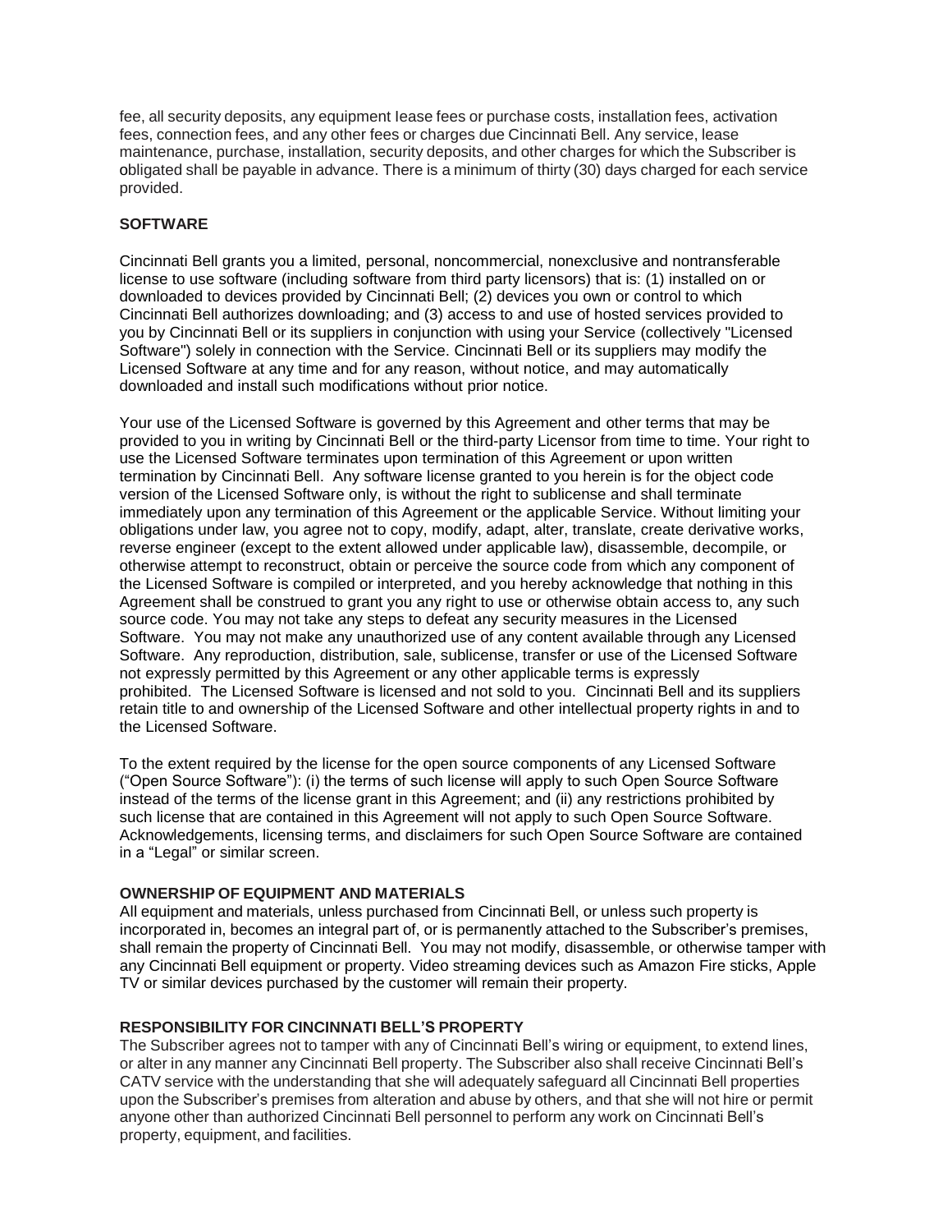fee, all security deposits, any equipment lease fees or purchase costs, installation fees, activation fees, connection fees, and any other fees or charges due Cincinnati Bell. Any service, lease maintenance, purchase, installation, security deposits, and other charges for which the Subscriber is obligated shall be payable in advance. There is a minimum of thirty (30) days charged for each service provided.

**SOFTWARE**

Cincinnati Bell grants you a limited, personal, noncommercial, nonexclusive and nontransferable license to use software (including software from third party licensors) that is: (1) installed on or downloaded to devices provided by Cincinnati Bell; (2) devices you own or control to which Cincinnati Bell authorizes downloading; and (3) access to and use of hosted services provided to you by Cincinnati Bell or its suppliers in conjunction with using your Service (collectively "Licensed Software") solely in connection with the Service. Cincinnati Bell or its suppliers may modify the Licensed Software at any time and for any reason, without notice, and may automatically downloaded and install such modifications without prior notice.

Your use of the Licensed Software is governed by this Agreement and other terms that may be provided to you in writing by Cincinnati Bell or the third-party Licensor from time to time. Your right to use the Licensed Software terminates upon termination of this Agreement or upon written termination by Cincinnati Bell. Any software license granted to you herein is for the object code version of the Licensed Software only, is without the right to sublicense and shall terminate immediately upon any termination of this Agreement or the applicable Service. Without limiting your obligations under law, you agree not to copy, modify, adapt, alter, translate, create derivative works, reverse engineer (except to the extent allowed under applicable law), disassemble, decompile, or otherwise attempt to reconstruct, obtain or perceive the source code from which any component of the Licensed Software is compiled or interpreted, and you hereby acknowledge that nothing in this Agreement shall be construed to grant you any right to use or otherwise obtain access to, any such source code. You may not take any steps to defeat any security measures in the Licensed Software. You may not make any unauthorized use of any content available through any Licensed Software. Any reproduction, distribution, sale, sublicense, transfer or use of the Licensed Software not expressly permitted by this Agreement or any other applicable terms is expressly prohibited. The Licensed Software is licensed and not sold to you. Cincinnati Bell and its suppliers retain title to and ownership of the Licensed Software and other intellectual property rights in and to the Licensed Software.

To the extent required by the license for the open source components of any Licensed Software ("Open Source Software"): (i) the terms of such license will apply to such Open Source Software instead of the terms of the license grant in this Agreement; and (ii) any restrictions prohibited by such license that are contained in this Agreement will not apply to such Open Source Software. Acknowledgements, licensing terms, and disclaimers for such Open Source Software are contained in a "Legal" or similar screen.

**OWNERSHIP OF EQUIPMENT AND MATERIALS**

All equipment and materials, unless purchased from Cincinnati Bell, or unless such property is incorporated in, becomes an integral part of, or is permanently attached to the Subscriber's premises, shall remain the property of Cincinnati Bell. You may not modify, disassemble, or otherwise tamper with any Cincinnati Bell equipment or property. Video streaming devices such as Amazon Fire sticks, Apple TV or similar devices purchased by the customer will remain their property.

**RESPONSIBILITY FOR CINCINNATI BELL'S PROPERTY**

The Subscriber agrees not to tamper with any of Cincinnati Bell's wiring or equipment, to extend lines, or alter in any manner any Cincinnati Bell property. The Subscriber also shall receive Cincinnati Bell's CATV service with the understanding that she will adequately safeguard all Cincinnati Bell properties upon the Subscriber's premises from alteration and abuse by others, and that she will not hire or permit anyone other than authorized Cincinnati Bell personnel to perform any work on Cincinnati Bell's property, equipment, and facilities.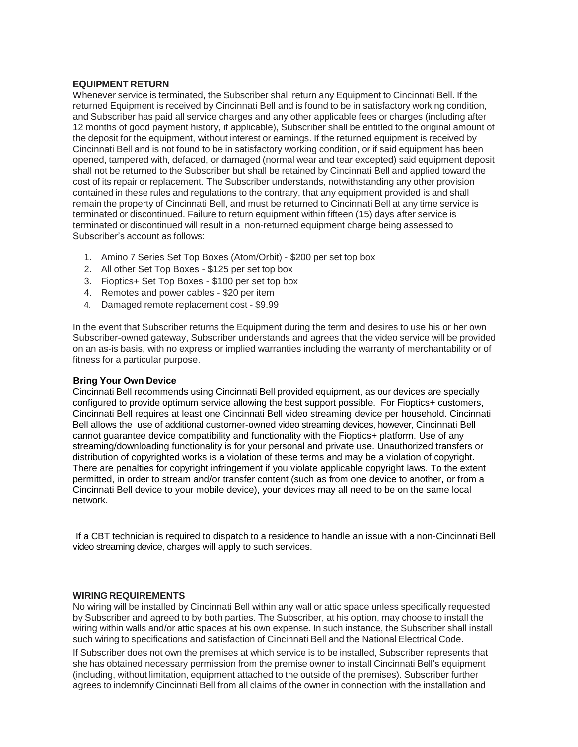**EQUIPMENT RETURN**

Whenever service is terminated, the Subscriber shall return any Equipment to Cincinnati Bell. If the returned Equipment is received by Cincinnati Bell and is found to be in satisfactory working condition, and Subscriber has paid all service charges and any other applicable fees or charges (including after 12 months of good payment history, if applicable), Subscriber shall be entitled to the original amount of the deposit for the equipment, without interest or earnings. If the returned equipment is received by Cincinnati Bell and is not found to be in satisfactory working condition, or if said equipment has been opened, tampered with, defaced, or damaged (normal wear and tear excepted) said equipment deposit shall not be returned to the Subscriber but shall be retained by Cincinnati Bell and applied toward the cost of its repair or replacement. The Subscriber understands, notwithstanding any other provision contained in these rules and regulations to the contrary, that any equipment provided is and shall remain the property of Cincinnati Bell, and must be returned to Cincinnati Bell at any time service is terminated or discontinued. Failure to return equipment within fifteen (15) days after service is terminated or discontinued will result in a non-returned equipment charge being assessed to Subscriber's account as follows:

1. Amino 7 Series Set Top Boxes (Atom/Orbit) - $200 per set top box
2. All other Set Top Boxes - $125 per set top box
3. Fioptics+ Set Top Boxes - $100 per set top box
4. Remotes and power cables - $20 per item
4. Damaged remote replacement cost - $9.99

In the event that Subscriber returns the Equipment during the term and desires to use his or her own Subscriber-owned gateway, Subscriber understands and agrees that the video service will be provided on an as-is basis, with no express or implied warranties including the warranty of merchantability or of fitness for a particular purpose.

**Bring Your Own Device**

Cincinnati Bell recommends using Cincinnati Bell provided equipment, as our devices are specially configured to provide optimum service allowing the best support possible. For Fioptics+ customers, Cincinnati Bell requires at least one Cincinnati Bell video streaming device per household. Cincinnati Bell allows the use of additional customer-owned video streaming devices, however, Cincinnati Bell cannot guarantee device compatibility and functionality with the Fioptics+ platform. Use of any streaming/downloading functionality is for your personal and private use. Unauthorized transfers or distribution of copyrighted works is a violation of these terms and may be a violation of copyright. There are penalties for copyright infringement if you violate applicable copyright laws. To the extent permitted, in order to stream and/or transfer content (such as from one device to another, or from a Cincinnati Bell device to your mobile device), your devices may all need to be on the same local network.

If a CBT technician is required to dispatch to a residence to handle an issue with a non-Cincinnati Bell video streaming device, charges will apply to such services.

**WIRING REQUIREMENTS**

No wiring will be installed by Cincinnati Bell within any wall or attic space unless specifically requested by Subscriber and agreed to by both parties. The Subscriber, at his option, may choose to install the wiring within walls and/or attic spaces at his own expense. In such instance, the Subscriber shall install such wiring to specifications and satisfaction of Cincinnati Bell and the National Electrical Code.

If Subscriber does not own the premises at which service is to be installed, Subscriber represents that she has obtained necessary permission from the premise owner to install Cincinnati Bell's equipment (including, without limitation, equipment attached to the outside of the premises). Subscriber further agrees to indemnify Cincinnati Bell from all claims of the owner in connection with the installation and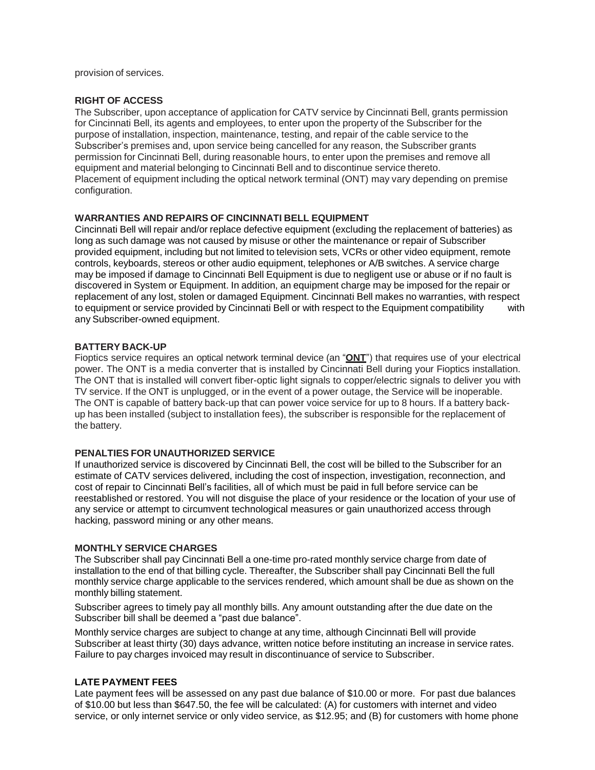provision of services.

**RIGHT OF ACCESS**

The Subscriber, upon acceptance of application for CATV service by Cincinnati Bell, grants permission for Cincinnati Bell, its agents and employees, to enter upon the property of the Subscriber for the purpose of installation, inspection, maintenance, testing, and repair of the cable service to the Subscriber's premises and, upon service being cancelled for any reason, the Subscriber grants permission for Cincinnati Bell, during reasonable hours, to enter upon the premises and remove all equipment and material belonging to Cincinnati Bell and to discontinue service thereto. Placement of equipment including the optical network terminal (ONT) may vary depending on premise configuration.

**WARRANTIES AND REPAIRS OF CINCINNATI BELL EQUIPMENT**

Cincinnati Bell will repair and/or replace defective equipment (excluding the replacement of batteries) as long as such damage was not caused by misuse or other the maintenance or repair of Subscriber provided equipment, including but not limited to television sets, VCRs or other video equipment, remote controls, keyboards, stereos or other audio equipment, telephones or A/B switches. A service charge may be imposed if damage to Cincinnati Bell Equipment is due to negligent use or abuse or if no fault is discovered in System or Equipment. In addition, an equipment charge may be imposed for the repair or replacement of any lost, stolen or damaged Equipment. Cincinnati Bell makes no warranties, with respect to equipment or service provided by Cincinnati Bell or with respect to the Equipment compatibility with any Subscriber-owned equipment.

**BATTERY BACK-UP**

Fioptics service requires an optical network terminal device (an "**ONT**") that requires use of your electrical power. The ONT is a media converter that is installed by Cincinnati Bell during your Fioptics installation. The ONT that is installed will convert fiber-optic light signals to copper/electric signals to deliver you with TV service. If the ONT is unplugged, or in the event of a power outage, the Service will be inoperable. The ONT is capable of battery back-up that can power voice service for up to 8 hours. If a battery back-up has been installed (subject to installation fees), the subscriber is responsible for the replacement of the battery.

**PENALTIES FOR UNAUTHORIZED SERVICE**

If unauthorized service is discovered by Cincinnati Bell, the cost will be billed to the Subscriber for an estimate of CATV services delivered, including the cost of inspection, investigation, reconnection, and cost of repair to Cincinnati Bell's facilities, all of which must be paid in full before service can be reestablished or restored. You will not disguise the place of your residence or the location of your use of any service or attempt to circumvent technological measures or gain unauthorized access through hacking, password mining or any other means.

**MONTHLY SERVICE CHARGES**

The Subscriber shall pay Cincinnati Bell a one-time pro-rated monthly service charge from date of installation to the end of that billing cycle. Thereafter, the Subscriber shall pay Cincinnati Bell the full monthly service charge applicable to the services rendered, which amount shall be due as shown on the monthly billing statement.

Subscriber agrees to timely pay all monthly bills. Any amount outstanding after the due date on the Subscriber bill shall be deemed a "past due balance".

Monthly service charges are subject to change at any time, although Cincinnati Bell will provide Subscriber at least thirty (30) days advance, written notice before instituting an increase in service rates. Failure to pay charges invoiced may result in discontinuance of service to Subscriber.

**LATE PAYMENT FEES**

Late payment fees will be assessed on any past due balance of $10.00 or more. For past due balances of $10.00 but less than $647.50, the fee will be calculated: (A) for customers with internet and video service, or only internet service or only video service, as $12.95; and (B) for customers with home phone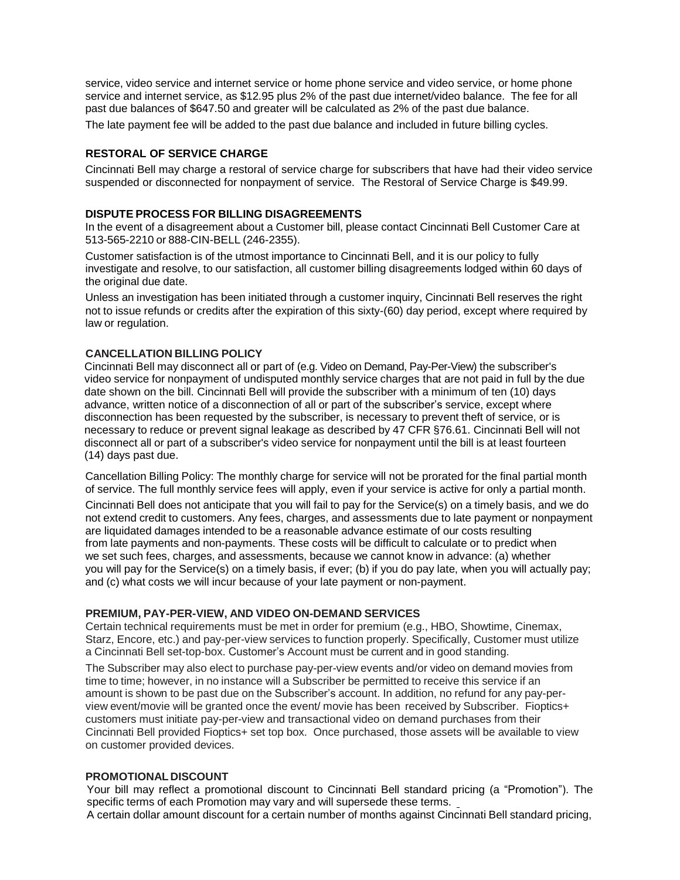service, video service and internet service or home phone service and video service, or home phone service and internet service, as $12.95 plus 2% of the past due internet/video balance. The fee for all past due balances of $647.50 and greater will be calculated as 2% of the past due balance.

The late payment fee will be added to the past due balance and included in future billing cycles.

## RESTORAL OF SERVICE CHARGE

Cincinnati Bell may charge a restoral of service charge for subscribers that have had their video service suspended or disconnected for nonpayment of service. The Restoral of Service Charge is $49.99.

## DISPUTE PROCESS FOR BILLING DISAGREEMENTS

In the event of a disagreement about a Customer bill, please contact Cincinnati Bell Customer Care at 513-565-2210 or 888-CIN-BELL (246-2355).

Customer satisfaction is of the utmost importance to Cincinnati Bell, and it is our policy to fully investigate and resolve, to our satisfaction, all customer billing disagreements lodged within 60 days of the original due date.

Unless an investigation has been initiated through a customer inquiry, Cincinnati Bell reserves the right not to issue refunds or credits after the expiration of this sixty-(60) day period, except where required by law or regulation.

## CANCELLATION BILLING POLICY

Cincinnati Bell may disconnect all or part of (e.g. Video on Demand, Pay-Per-View) the subscriber's video service for nonpayment of undisputed monthly service charges that are not paid in full by the due date shown on the bill. Cincinnati Bell will provide the subscriber with a minimum of ten (10) days advance, written notice of a disconnection of all or part of the subscriber's service, except where disconnection has been requested by the subscriber, is necessary to prevent theft of service, or is necessary to reduce or prevent signal leakage as described by 47 CFR §76.61. Cincinnati Bell will not disconnect all or part of a subscriber's video service for nonpayment until the bill is at least fourteen (14) days past due.

Cancellation Billing Policy: The monthly charge for service will not be prorated for the final partial month of service. The full monthly service fees will apply, even if your service is active for only a partial month.

Cincinnati Bell does not anticipate that you will fail to pay for the Service(s) on a timely basis, and we do not extend credit to customers. Any fees, charges, and assessments due to late payment or nonpayment are liquidated damages intended to be a reasonable advance estimate of our costs resulting from late payments and non-payments. These costs will be difficult to calculate or to predict when we set such fees, charges, and assessments, because we cannot know in advance: (a) whether you will pay for the Service(s) on a timely basis, if ever; (b) if you do pay late, when you will actually pay; and (c) what costs we will incur because of your late payment or non-payment.

## PREMIUM, PAY-PER-VIEW, AND VIDEO ON-DEMAND SERVICES

Certain technical requirements must be met in order for premium (e.g., HBO, Showtime, Cinemax, Starz, Encore, etc.) and pay-per-view services to function properly. Specifically, Customer must utilize a Cincinnati Bell set-top-box. Customer's Account must be current and in good standing.

The Subscriber may also elect to purchase pay-per-view events and/or video on demand movies from time to time; however, in no instance will a Subscriber be permitted to receive this service if an amount is shown to be past due on the Subscriber's account. In addition, no refund for any pay-per-view event/movie will be granted once the event/ movie has been received by Subscriber. Fioptics+ customers must initiate pay-per-view and transactional video on demand purchases from their Cincinnati Bell provided Fioptics+ set top box. Once purchased, those assets will be available to view on customer provided devices.

## PROMOTIONAL DISCOUNT

Your bill may reflect a promotional discount to Cincinnati Bell standard pricing (a "Promotion"). The specific terms of each Promotion may vary and will supersede these terms.

A certain dollar amount discount for a certain number of months against Cincinnati Bell standard pricing,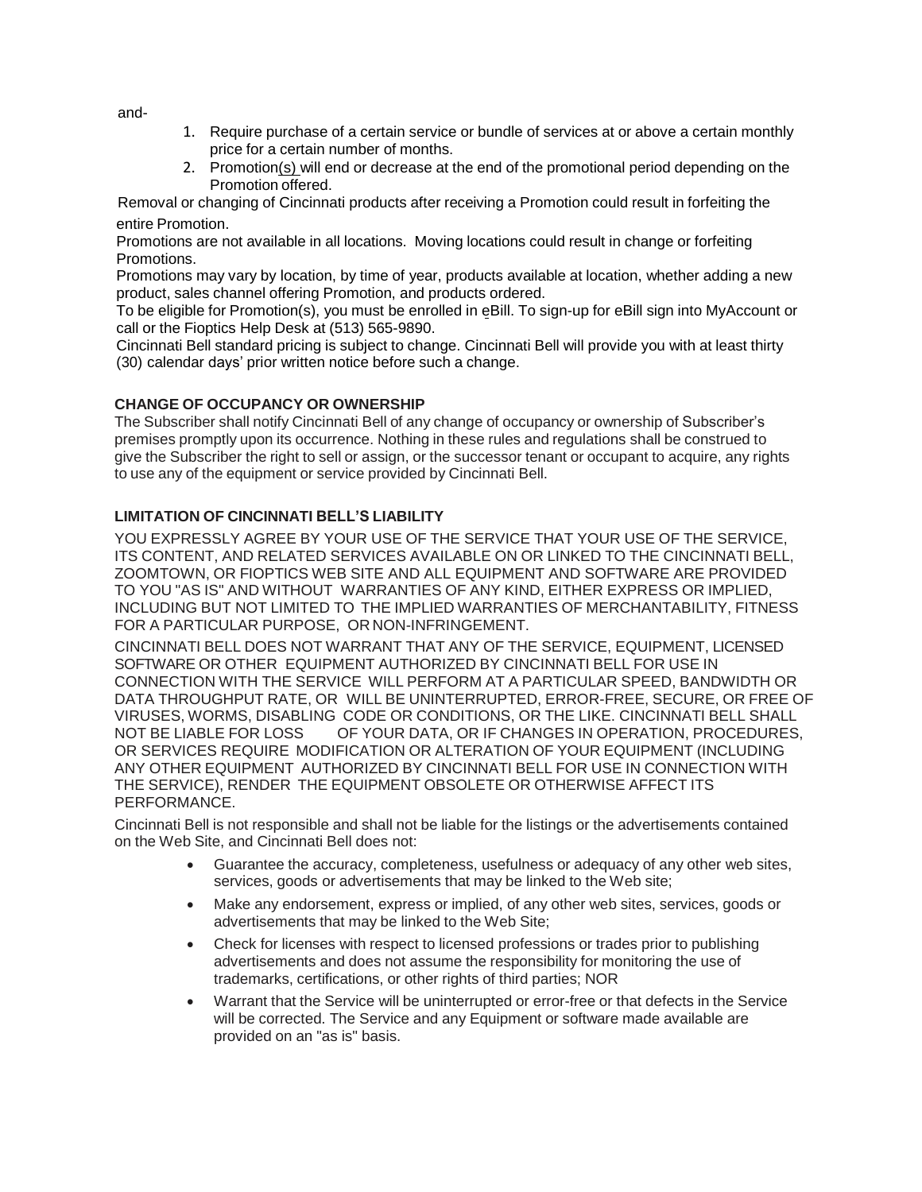and-

1. Require purchase of a certain service or bundle of services at or above a certain monthly price for a certain number of months.
2. Promotion(s) will end or decrease at the end of the promotional period depending on the Promotion offered.

Removal or changing of Cincinnati products after receiving a Promotion could result in forfeiting the entire Promotion.

Promotions are not available in all locations. Moving locations could result in change or forfeiting Promotions.

Promotions may vary by location, by time of year, products available at location, whether adding a new product, sales channel offering Promotion, and products ordered.

To be eligible for Promotion(s), you must be enrolled in eBill. To sign-up for eBill sign into MyAccount or call or the Fioptics Help Desk at (513) 565-9890.

Cincinnati Bell standard pricing is subject to change. Cincinnati Bell will provide you with at least thirty (30) calendar days' prior written notice before such a change.

**CHANGE OF OCCUPANCY OR OWNERSHIP**

The Subscriber shall notify Cincinnati Bell of any change of occupancy or ownership of Subscriber's premises promptly upon its occurrence. Nothing in these rules and regulations shall be construed to give the Subscriber the right to sell or assign, or the successor tenant or occupant to acquire, any rights to use any of the equipment or service provided by Cincinnati Bell.

**LIMITATION OF CINCINNATI BELL'S LIABILITY**

YOU EXPRESSLY AGREE BY YOUR USE OF THE SERVICE THAT YOUR USE OF THE SERVICE, ITS CONTENT, AND RELATED SERVICES AVAILABLE ON OR LINKED TO THE CINCINNATI BELL, ZOOMTOWN, OR FIOPTICS WEB SITE AND ALL EQUIPMENT AND SOFTWARE ARE PROVIDED TO YOU "AS IS" AND WITHOUT WARRANTIES OF ANY KIND, EITHER EXPRESS OR IMPLIED, INCLUDING BUT NOT LIMITED TO THE IMPLIED WARRANTIES OF MERCHANTABILITY, FITNESS FOR A PARTICULAR PURPOSE, OR NON-INFRINGEMENT.

CINCINNATI BELL DOES NOT WARRANT THAT ANY OF THE SERVICE, EQUIPMENT, LICENSED SOFTWARE OR OTHER EQUIPMENT AUTHORIZED BY CINCINNATI BELL FOR USE IN CONNECTION WITH THE SERVICE WILL PERFORM AT A PARTICULAR SPEED, BANDWIDTH OR DATA THROUGHPUT RATE, OR WILL BE UNINTERRUPTED, ERROR-FREE, SECURE, OR FREE OF VIRUSES, WORMS, DISABLING CODE OR CONDITIONS, OR THE LIKE. CINCINNATI BELL SHALL NOT BE LIABLE FOR LOSS OF YOUR DATA, OR IF CHANGES IN OPERATION, PROCEDURES, OR SERVICES REQUIRE MODIFICATION OR ALTERATION OF YOUR EQUIPMENT (INCLUDING ANY OTHER EQUIPMENT AUTHORIZED BY CINCINNATI BELL FOR USE IN CONNECTION WITH THE SERVICE), RENDER THE EQUIPMENT OBSOLETE OR OTHERWISE AFFECT ITS PERFORMANCE.

Cincinnati Bell is not responsible and shall not be liable for the listings or the advertisements contained on the Web Site, and Cincinnati Bell does not:

- Guarantee the accuracy, completeness, usefulness or adequacy of any other web sites, services, goods or advertisements that may be linked to the Web site;
- Make any endorsement, express or implied, of any other web sites, services, goods or advertisements that may be linked to the Web Site;
- Check for licenses with respect to licensed professions or trades prior to publishing advertisements and does not assume the responsibility for monitoring the use of trademarks, certifications, or other rights of third parties; NOR
- Warrant that the Service will be uninterrupted or error-free or that defects in the Service will be corrected. The Service and any Equipment or software made available are provided on an "as is" basis.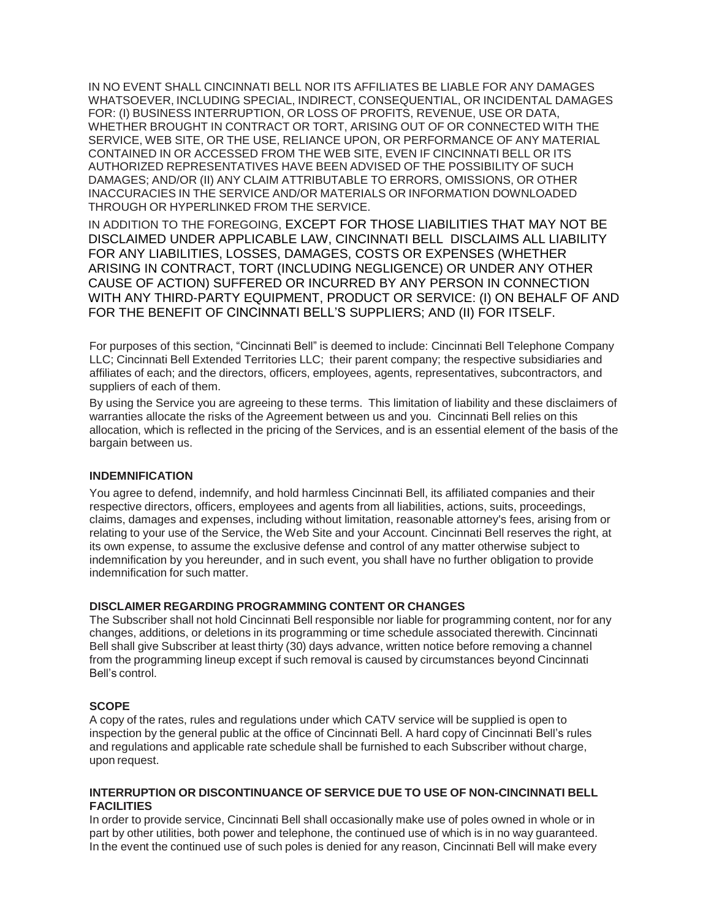IN NO EVENT SHALL CINCINNATI BELL NOR ITS AFFILIATES BE LIABLE FOR ANY DAMAGES WHATSOEVER, INCLUDING SPECIAL, INDIRECT, CONSEQUENTIAL, OR INCIDENTAL DAMAGES FOR: (I) BUSINESS INTERRUPTION, OR LOSS OF PROFITS, REVENUE, USE OR DATA, WHETHER BROUGHT IN CONTRACT OR TORT, ARISING OUT OF OR CONNECTED WITH THE SERVICE, WEB SITE, OR THE USE, RELIANCE UPON, OR PERFORMANCE OF ANY MATERIAL CONTAINED IN OR ACCESSED FROM THE WEB SITE, EVEN IF CINCINNATI BELL OR ITS AUTHORIZED REPRESENTATIVES HAVE BEEN ADVISED OF THE POSSIBILITY OF SUCH DAMAGES; AND/OR (II) ANY CLAIM ATTRIBUTABLE TO ERRORS, OMISSIONS, OR OTHER INACCURACIES IN THE SERVICE AND/OR MATERIALS OR INFORMATION DOWNLOADED THROUGH OR HYPERLINKED FROM THE SERVICE.

IN ADDITION TO THE FOREGOING, EXCEPT FOR THOSE LIABILITIES THAT MAY NOT BE DISCLAIMED UNDER APPLICABLE LAW, CINCINNATI BELL DISCLAIMS ALL LIABILITY FOR ANY LIABILITIES, LOSSES, DAMAGES, COSTS OR EXPENSES (WHETHER ARISING IN CONTRACT, TORT (INCLUDING NEGLIGENCE) OR UNDER ANY OTHER CAUSE OF ACTION) SUFFERED OR INCURRED BY ANY PERSON IN CONNECTION WITH ANY THIRD-PARTY EQUIPMENT, PRODUCT OR SERVICE: (I) ON BEHALF OF AND FOR THE BENEFIT OF CINCINNATI BELL'S SUPPLIERS; AND (II) FOR ITSELF.

For purposes of this section, "Cincinnati Bell" is deemed to include: Cincinnati Bell Telephone Company LLC; Cincinnati Bell Extended Territories LLC; their parent company; the respective subsidiaries and affiliates of each; and the directors, officers, employees, agents, representatives, subcontractors, and suppliers of each of them.

By using the Service you are agreeing to these terms. This limitation of liability and these disclaimers of warranties allocate the risks of the Agreement between us and you. Cincinnati Bell relies on this allocation, which is reflected in the pricing of the Services, and is an essential element of the basis of the bargain between us.

**INDEMNIFICATION**

You agree to defend, indemnify, and hold harmless Cincinnati Bell, its affiliated companies and their respective directors, officers, employees and agents from all liabilities, actions, suits, proceedings, claims, damages and expenses, including without limitation, reasonable attorney's fees, arising from or relating to your use of the Service, the Web Site and your Account. Cincinnati Bell reserves the right, at its own expense, to assume the exclusive defense and control of any matter otherwise subject to indemnification by you hereunder, and in such event, you shall have no further obligation to provide indemnification for such matter.

**DISCLAIMER REGARDING PROGRAMMING CONTENT OR CHANGES**

The Subscriber shall not hold Cincinnati Bell responsible nor liable for programming content, nor for any changes, additions, or deletions in its programming or time schedule associated therewith. Cincinnati Bell shall give Subscriber at least thirty (30) days advance, written notice before removing a channel from the programming lineup except if such removal is caused by circumstances beyond Cincinnati Bell's control.

**SCOPE**

A copy of the rates, rules and regulations under which CATV service will be supplied is open to inspection by the general public at the office of Cincinnati Bell. A hard copy of Cincinnati Bell's rules and regulations and applicable rate schedule shall be furnished to each Subscriber without charge, upon request.

**INTERRUPTION OR DISCONTINUANCE OF SERVICE DUE TO USE OF NON-CINCINNATI BELL FACILITIES**

In order to provide service, Cincinnati Bell shall occasionally make use of poles owned in whole or in part by other utilities, both power and telephone, the continued use of which is in no way guaranteed. In the event the continued use of such poles is denied for any reason, Cincinnati Bell will make every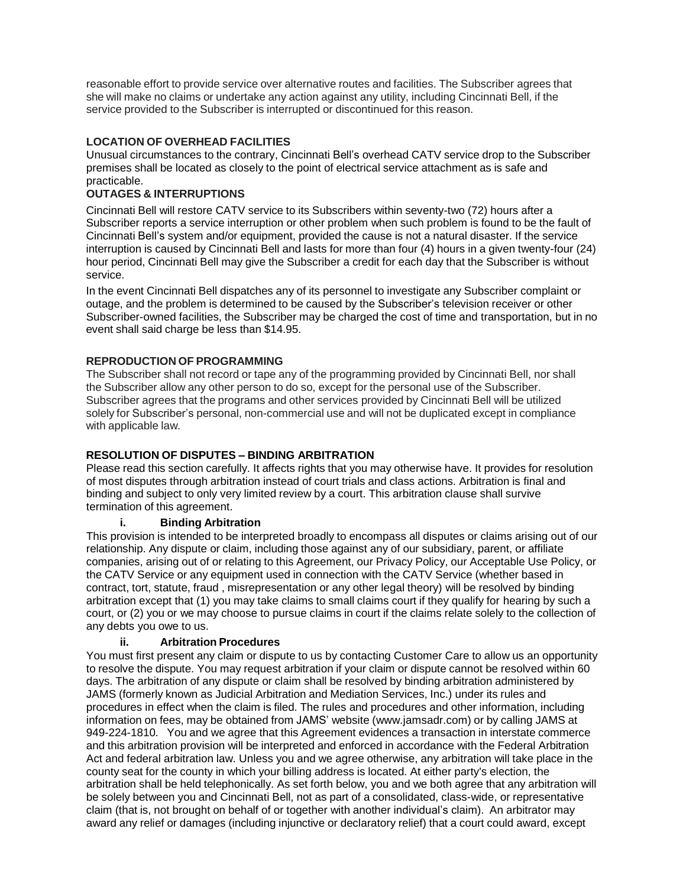reasonable effort to provide service over alternative routes and facilities. The Subscriber agrees that she will make no claims or undertake any action against any utility, including Cincinnati Bell, if the service provided to the Subscriber is interrupted or discontinued for this reason.

## LOCATION OF OVERHEAD FACILITIES

Unusual circumstances to the contrary, Cincinnati Bell's overhead CATV service drop to the Subscriber premises shall be located as closely to the point of electrical service attachment as is safe and practicable.

## OUTAGES & INTERRUPTIONS

Cincinnati Bell will restore CATV service to its Subscribers within seventy-two (72) hours after a Subscriber reports a service interruption or other problem when such problem is found to be the fault of Cincinnati Bell's system and/or equipment, provided the cause is not a natural disaster. If the service interruption is caused by Cincinnati Bell and lasts for more than four (4) hours in a given twenty-four (24) hour period, Cincinnati Bell may give the Subscriber a credit for each day that the Subscriber is without service.

In the event Cincinnati Bell dispatches any of its personnel to investigate any Subscriber complaint or outage, and the problem is determined to be caused by the Subscriber's television receiver or other Subscriber-owned facilities, the Subscriber may be charged the cost of time and transportation, but in no event shall said charge be less than $14.95.

## REPRODUCTION OF PROGRAMMING

The Subscriber shall not record or tape any of the programming provided by Cincinnati Bell, nor shall the Subscriber allow any other person to do so, except for the personal use of the Subscriber. Subscriber agrees that the programs and other services provided by Cincinnati Bell will be utilized solely for Subscriber's personal, non-commercial use and will not be duplicated except in compliance with applicable law.

## RESOLUTION OF DISPUTES – BINDING ARBITRATION

Please read this section carefully. It affects rights that you may otherwise have. It provides for resolution of most disputes through arbitration instead of court trials and class actions. Arbitration is final and binding and subject to only very limited review by a court. This arbitration clause shall survive termination of this agreement.

### i. Binding Arbitration

This provision is intended to be interpreted broadly to encompass all disputes or claims arising out of our relationship. Any dispute or claim, including those against any of our subsidiary, parent, or affiliate companies, arising out of or relating to this Agreement, our Privacy Policy, our Acceptable Use Policy, or the CATV Service or any equipment used in connection with the CATV Service (whether based in contract, tort, statute, fraud , misrepresentation or any other legal theory) will be resolved by binding arbitration except that (1) you may take claims to small claims court if they qualify for hearing by such a court, or (2) you or we may choose to pursue claims in court if the claims relate solely to the collection of any debts you owe to us.

### ii. Arbitration Procedures

You must first present any claim or dispute to us by contacting Customer Care to allow us an opportunity to resolve the dispute. You may request arbitration if your claim or dispute cannot be resolved within 60 days. The arbitration of any dispute or claim shall be resolved by binding arbitration administered by JAMS (formerly known as Judicial Arbitration and Mediation Services, Inc.) under its rules and procedures in effect when the claim is filed. The rules and procedures and other information, including information on fees, may be obtained from JAMS' website (www.jamsadr.com) or by calling JAMS at 949-224-1810. You and we agree that this Agreement evidences a transaction in interstate commerce and this arbitration provision will be interpreted and enforced in accordance with the Federal Arbitration Act and federal arbitration law. Unless you and we agree otherwise, any arbitration will take place in the county seat for the county in which your billing address is located. At either party's election, the arbitration shall be held telephonically. As set forth below, you and we both agree that any arbitration will be solely between you and Cincinnati Bell, not as part of a consolidated, class-wide, or representative claim (that is, not brought on behalf of or together with another individual's claim). An arbitrator may award any relief or damages (including injunctive or declaratory relief) that a court could award, except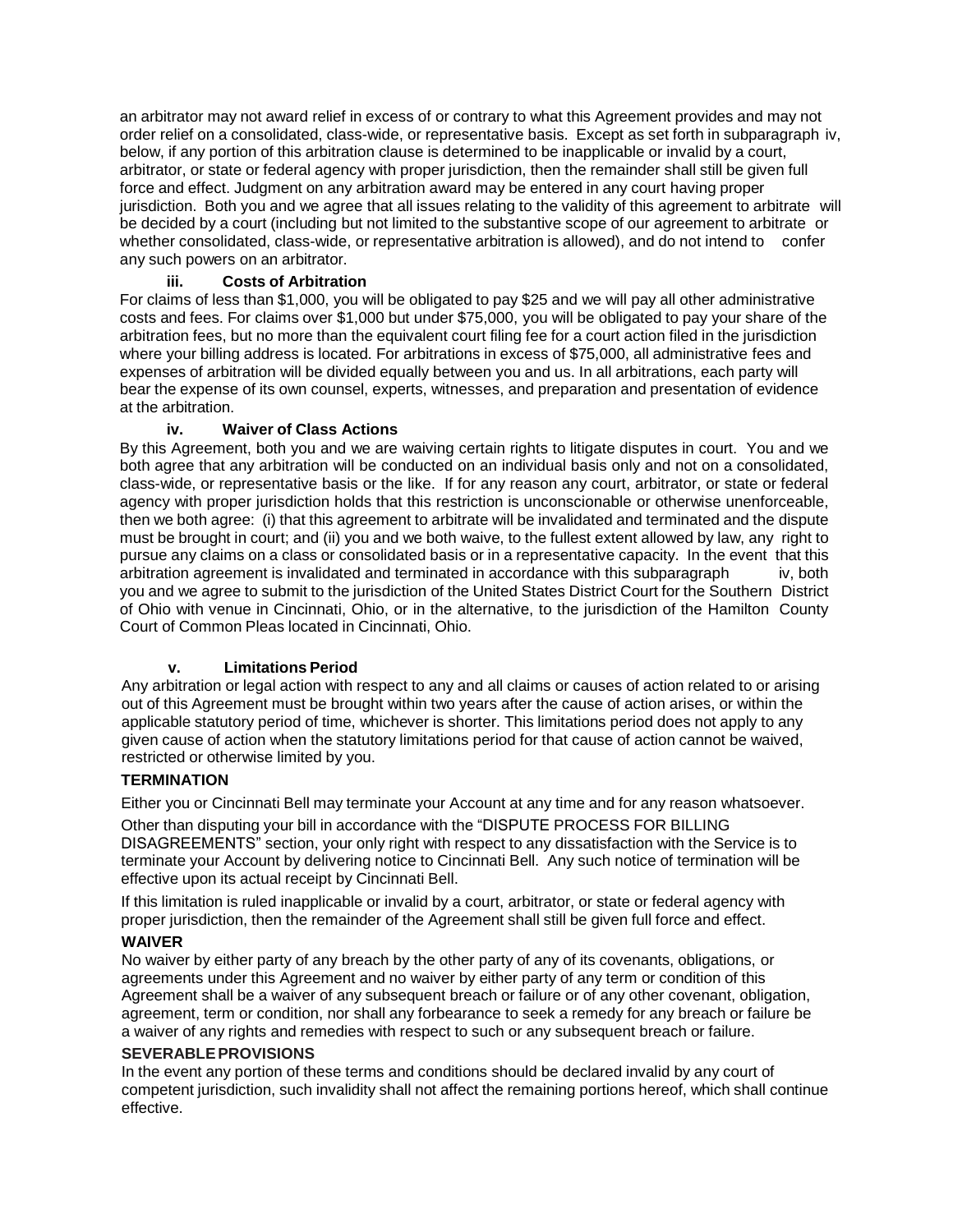an arbitrator may not award relief in excess of or contrary to what this Agreement provides and may not order relief on a consolidated, class-wide, or representative basis. Except as set forth in subparagraph iv, below, if any portion of this arbitration clause is determined to be inapplicable or invalid by a court, arbitrator, or state or federal agency with proper jurisdiction, then the remainder shall still be given full force and effect. Judgment on any arbitration award may be entered in any court having proper jurisdiction. Both you and we agree that all issues relating to the validity of this agreement to arbitrate will be decided by a court (including but not limited to the substantive scope of our agreement to arbitrate or whether consolidated, class-wide, or representative arbitration is allowed), and do not intend to confer any such powers on an arbitrator.

**iii. Costs of Arbitration**

For claims of less than $1,000, you will be obligated to pay $25 and we will pay all other administrative costs and fees. For claims over $1,000 but under $75,000, you will be obligated to pay your share of the arbitration fees, but no more than the equivalent court filing fee for a court action filed in the jurisdiction where your billing address is located. For arbitrations in excess of $75,000, all administrative fees and expenses of arbitration will be divided equally between you and us. In all arbitrations, each party will bear the expense of its own counsel, experts, witnesses, and preparation and presentation of evidence at the arbitration.

**iv. Waiver of Class Actions**

By this Agreement, both you and we are waiving certain rights to litigate disputes in court. You and we both agree that any arbitration will be conducted on an individual basis only and not on a consolidated, class-wide, or representative basis or the like. If for any reason any court, arbitrator, or state or federal agency with proper jurisdiction holds that this restriction is unconscionable or otherwise unenforceable, then we both agree: (i) that this agreement to arbitrate will be invalidated and terminated and the dispute must be brought in court; and (ii) you and we both waive, to the fullest extent allowed by law, any right to pursue any claims on a class or consolidated basis or in a representative capacity. In the event that this arbitration agreement is invalidated and terminated in accordance with this subparagraph iv, both you and we agree to submit to the jurisdiction of the United States District Court for the Southern District of Ohio with venue in Cincinnati, Ohio, or in the alternative, to the jurisdiction of the Hamilton County Court of Common Pleas located in Cincinnati, Ohio.

**v. Limitations Period**

Any arbitration or legal action with respect to any and all claims or causes of action related to or arising out of this Agreement must be brought within two years after the cause of action arises, or within the applicable statutory period of time, whichever is shorter. This limitations period does not apply to any given cause of action when the statutory limitations period for that cause of action cannot be waived, restricted or otherwise limited by you.

**TERMINATION**

Either you or Cincinnati Bell may terminate your Account at any time and for any reason whatsoever.

Other than disputing your bill in accordance with the "DISPUTE PROCESS FOR BILLING DISAGREEMENTS" section, your only right with respect to any dissatisfaction with the Service is to terminate your Account by delivering notice to Cincinnati Bell. Any such notice of termination will be effective upon its actual receipt by Cincinnati Bell.

If this limitation is ruled inapplicable or invalid by a court, arbitrator, or state or federal agency with proper jurisdiction, then the remainder of the Agreement shall still be given full force and effect.

**WAIVER**

No waiver by either party of any breach by the other party of any of its covenants, obligations, or agreements under this Agreement and no waiver by either party of any term or condition of this Agreement shall be a waiver of any subsequent breach or failure or of any other covenant, obligation, agreement, term or condition, nor shall any forbearance to seek a remedy for any breach or failure be a waiver of any rights and remedies with respect to such or any subsequent breach or failure.

**SEVERABLE PROVISIONS**

In the event any portion of these terms and conditions should be declared invalid by any court of competent jurisdiction, such invalidity shall not affect the remaining portions hereof, which shall continue effective.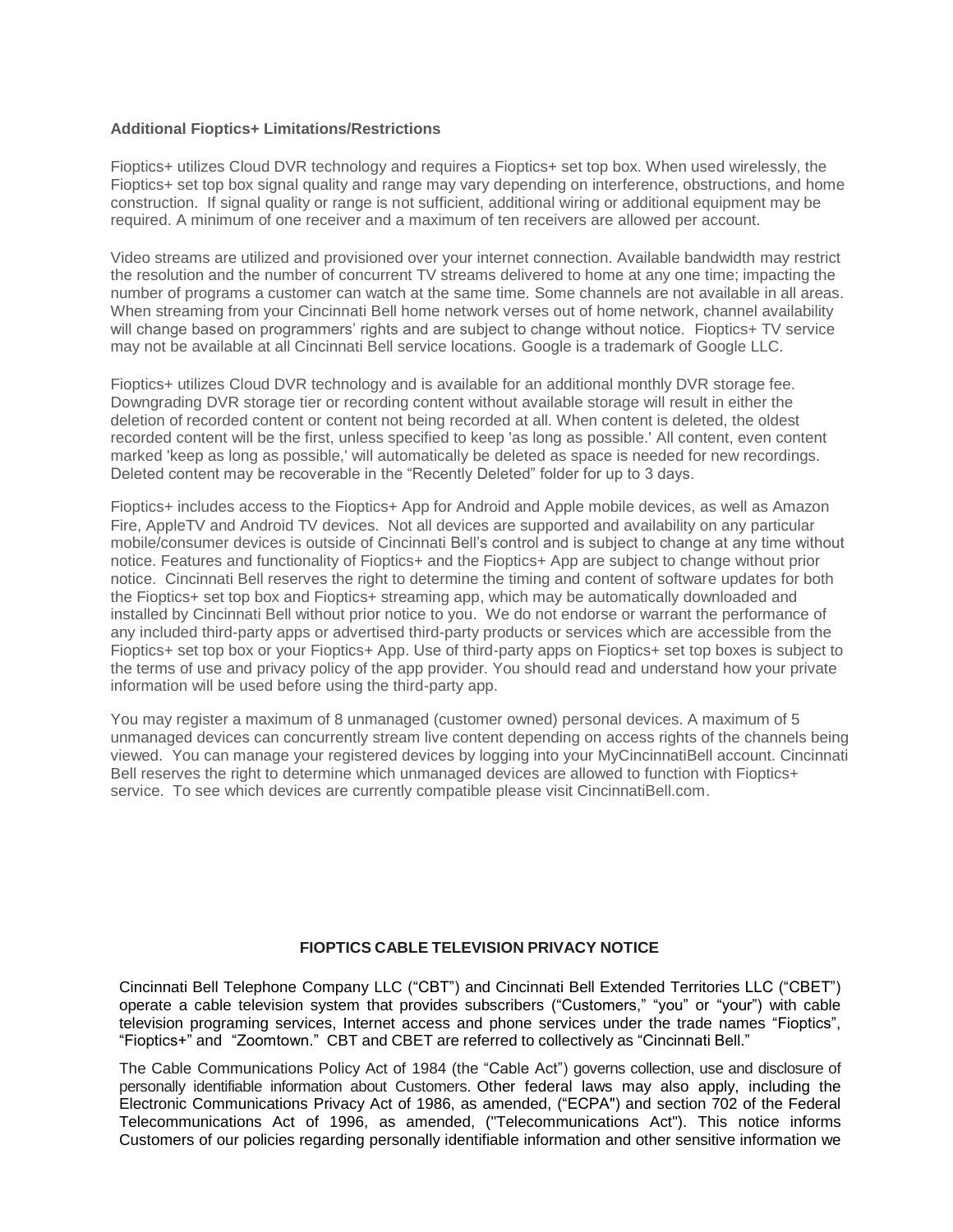**Additional Fioptics+ Limitations/Restrictions**

Fioptics+ utilizes Cloud DVR technology and requires a Fioptics+ set top box. When used wirelessly, the Fioptics+ set top box signal quality and range may vary depending on interference, obstructions, and home construction. If signal quality or range is not sufficient, additional wiring or additional equipment may be required. A minimum of one receiver and a maximum of ten receivers are allowed per account.

Video streams are utilized and provisioned over your internet connection. Available bandwidth may restrict the resolution and the number of concurrent TV streams delivered to home at any one time; impacting the number of programs a customer can watch at the same time. Some channels are not available in all areas. When streaming from your Cincinnati Bell home network verses out of home network, channel availability will change based on programmers' rights and are subject to change without notice. Fioptics+ TV service may not be available at all Cincinnati Bell service locations. Google is a trademark of Google LLC.

Fioptics+ utilizes Cloud DVR technology and is available for an additional monthly DVR storage fee. Downgrading DVR storage tier or recording content without available storage will result in either the deletion of recorded content or content not being recorded at all. When content is deleted, the oldest recorded content will be the first, unless specified to keep 'as long as possible.' All content, even content marked 'keep as long as possible,' will automatically be deleted as space is needed for new recordings. Deleted content may be recoverable in the "Recently Deleted" folder for up to 3 days.

Fioptics+ includes access to the Fioptics+ App for Android and Apple mobile devices, as well as Amazon Fire, AppleTV and Android TV devices. Not all devices are supported and availability on any particular mobile/consumer devices is outside of Cincinnati Bell's control and is subject to change at any time without notice. Features and functionality of Fioptics+ and the Fioptics+ App are subject to change without prior notice. Cincinnati Bell reserves the right to determine the timing and content of software updates for both the Fioptics+ set top box and Fioptics+ streaming app, which may be automatically downloaded and installed by Cincinnati Bell without prior notice to you. We do not endorse or warrant the performance of any included third-party apps or advertised third-party products or services which are accessible from the Fioptics+ set top box or your Fioptics+ App. Use of third-party apps on Fioptics+ set top boxes is subject to the terms of use and privacy policy of the app provider. You should read and understand how your private information will be used before using the third-party app.

You may register a maximum of 8 unmanaged (customer owned) personal devices. A maximum of 5 unmanaged devices can concurrently stream live content depending on access rights of the channels being viewed. You can manage your registered devices by logging into your MyCincinnatiBell account. Cincinnati Bell reserves the right to determine which unmanaged devices are allowed to function with Fioptics+ service. To see which devices are currently compatible please visit CincinnatiBell.com.

## FIOPTICS CABLE TELEVISION PRIVACY NOTICE

Cincinnati Bell Telephone Company LLC ("CBT") and Cincinnati Bell Extended Territories LLC ("CBET") operate a cable television system that provides subscribers ("Customers," "you" or "your") with cable television programing services, Internet access and phone services under the trade names "Fioptics", "Fioptics+" and "Zoomtown." CBT and CBET are referred to collectively as "Cincinnati Bell."

The Cable Communications Policy Act of 1984 (the "Cable Act") governs collection, use and disclosure of personally identifiable information about Customers. Other federal laws may also apply, including the Electronic Communications Privacy Act of 1986, as amended, ("ECPA") and section 702 of the Federal Telecommunications Act of 1996, as amended, ("Telecommunications Act"). This notice informs Customers of our policies regarding personally identifiable information and other sensitive information we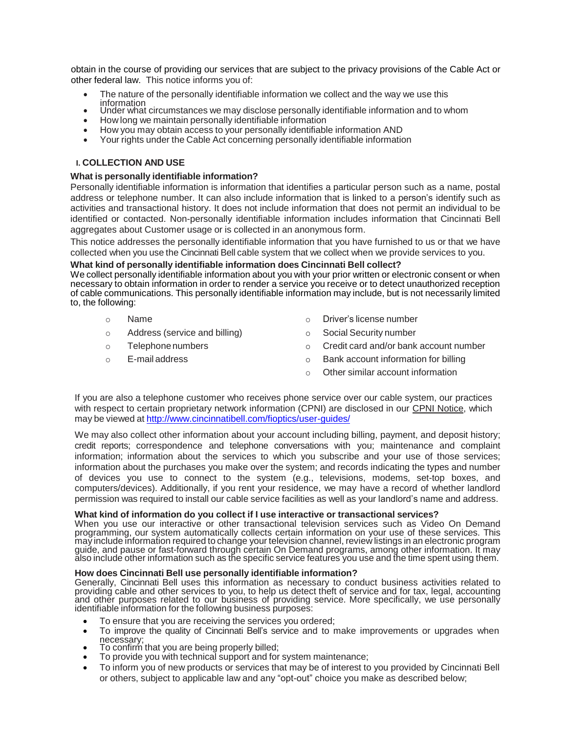obtain in the course of providing our services that are subject to the privacy provisions of the Cable Act or other federal law. This notice informs you of:

- The nature of the personally identifiable information we collect and the way we use this information
- Under what circumstances we may disclose personally identifiable information and to whom
- How long we maintain personally identifiable information
- How you may obtain access to your personally identifiable information AND
- Your rights under the Cable Act concerning personally identifiable information

## I. COLLECTION AND USE

**What is personally identifiable information?**

Personally identifiable information is information that identifies a particular person such as a name, postal address or telephone number. It can also include information that is linked to a person's identify such as activities and transactional history. It does not include information that does not permit an individual to be identified or contacted. Non-personally identifiable information includes information that Cincinnati Bell aggregates about Customer usage or is collected in an anonymous form.

This notice addresses the personally identifiable information that you have furnished to us or that we have collected when you use the Cincinnati Bell cable system that we collect when we provide services to you.

**What kind of personally identifiable information does Cincinnati Bell collect?**

We collect personally identifiable information about you with your prior written or electronic consent or when necessary to obtain information in order to render a service you receive or to detect unauthorized reception of cable communications. This personally identifiable information may include, but is not necessarily limited to, the following:

- Name
- Address (service and billing)
- Telephone numbers
- E-mail address
- Driver's license number
- Social Security number
- Credit card and/or bank account number
- Bank account information for billing
- Other similar account information

If you are also a telephone customer who receives phone service over our cable system, our practices with respect to certain proprietary network information (CPNI) are disclosed in our CPNI Notice, which may be viewed at http://www.cincinnatibell.com/fioptics/user-guides/

We may also collect other information about your account including billing, payment, and deposit history; credit reports; correspondence and telephone conversations with you; maintenance and complaint information; information about the services to which you subscribe and your use of those services; information about the purchases you make over the system; and records indicating the types and number of devices you use to connect to the system (e.g., televisions, modems, set-top boxes, and computers/devices). Additionally, if you rent your residence, we may have a record of whether landlord permission was required to install our cable service facilities as well as your landlord's name and address.

**What kind of information do you collect if I use interactive or transactional services?**

When you use our interactive or other transactional television services such as Video On Demand programming, our system automatically collects certain information on your use of these services. This may include information required to change your television channel, review listings in an electronic program guide, and pause or fast-forward through certain On Demand programs, among other information. It may also include other information such as the specific service features you use and the time spent using them.

**How does Cincinnati Bell use personally identifiable information?**

Generally, Cincinnati Bell uses this information as necessary to conduct business activities related to providing cable and other services to you, to help us detect theft of service and for tax, legal, accounting and other purposes related to our business of providing service. More specifically, we use personally identifiable information for the following business purposes:

- To ensure that you are receiving the services you ordered;
- To improve the quality of Cincinnati Bell's service and to make improvements or upgrades when necessary;
- To confirm that you are being properly billed;
- To provide you with technical support and for system maintenance;
- To inform you of new products or services that may be of interest to you provided by Cincinnati Bell or others, subject to applicable law and any "opt-out" choice you make as described below;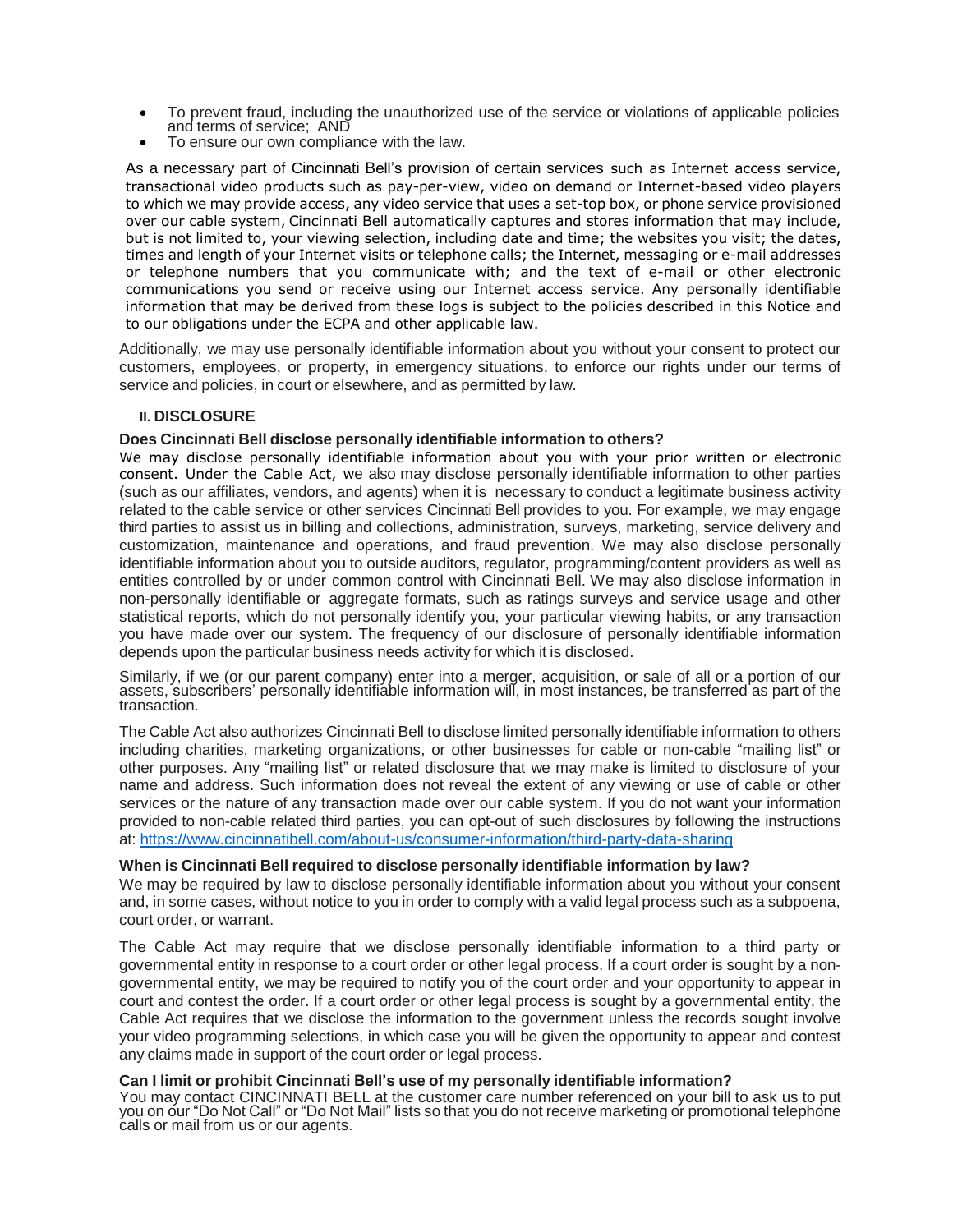- To prevent fraud, including the unauthorized use of the service or violations of applicable policies and terms of service; AND
- To ensure our own compliance with the law.

As a necessary part of Cincinnati Bell's provision of certain services such as Internet access service, transactional video products such as pay-per-view, video on demand or Internet-based video players to which we may provide access, any video service that uses a set-top box, or phone service provisioned over our cable system, Cincinnati Bell automatically captures and stores information that may include, but is not limited to, your viewing selection, including date and time; the websites you visit; the dates, times and length of your Internet visits or telephone calls; the Internet, messaging or e-mail addresses or telephone numbers that you communicate with; and the text of e-mail or other electronic communications you send or receive using our Internet access service. Any personally identifiable information that may be derived from these logs is subject to the policies described in this Notice and to our obligations under the ECPA and other applicable law.

Additionally, we may use personally identifiable information about you without your consent to protect our customers, employees, or property, in emergency situations, to enforce our rights under our terms of service and policies, in court or elsewhere, and as permitted by law.

## II. DISCLOSURE

**Does Cincinnati Bell disclose personally identifiable information to others?**

We may disclose personally identifiable information about you with your prior written or electronic consent. Under the Cable Act, we also may disclose personally identifiable information to other parties (such as our affiliates, vendors, and agents) when it is necessary to conduct a legitimate business activity related to the cable service or other services Cincinnati Bell provides to you. For example, we may engage third parties to assist us in billing and collections, administration, surveys, marketing, service delivery and customization, maintenance and operations, and fraud prevention. We may also disclose personally identifiable information about you to outside auditors, regulator, programming/content providers as well as entities controlled by or under common control with Cincinnati Bell. We may also disclose information in non-personally identifiable or aggregate formats, such as ratings surveys and service usage and other statistical reports, which do not personally identify you, your particular viewing habits, or any transaction you have made over our system. The frequency of our disclosure of personally identifiable information depends upon the particular business needs activity for which it is disclosed.

Similarly, if we (or our parent company) enter into a merger, acquisition, or sale of all or a portion of our assets, subscribers' personally identifiable information will, in most instances, be transferred as part of the transaction.

The Cable Act also authorizes Cincinnati Bell to disclose limited personally identifiable information to others including charities, marketing organizations, or other businesses for cable or non-cable "mailing list" or other purposes. Any "mailing list" or related disclosure that we may make is limited to disclosure of your name and address. Such information does not reveal the extent of any viewing or use of cable or other services or the nature of any transaction made over our cable system. If you do not want your information provided to non-cable related third parties, you can opt-out of such disclosures by following the instructions at: [https://www.cincinnatibell.com/about-us/consumer-information/third-party-data-sharing](https://www.cincinnatibell.com/about-us/consumer-information/third-party-data-sharing)

**When is Cincinnati Bell required to disclose personally identifiable information by law?**

We may be required by law to disclose personally identifiable information about you without your consent and, in some cases, without notice to you in order to comply with a valid legal process such as a subpoena, court order, or warrant.

The Cable Act may require that we disclose personally identifiable information to a third party or governmental entity in response to a court order or other legal process. If a court order is sought by a non-governmental entity, we may be required to notify you of the court order and your opportunity to appear in court and contest the order. If a court order or other legal process is sought by a governmental entity, the Cable Act requires that we disclose the information to the government unless the records sought involve your video programming selections, in which case you will be given the opportunity to appear and contest any claims made in support of the court order or legal process.

**Can I limit or prohibit Cincinnati Bell's use of my personally identifiable information?**

You may contact CINCINNATI BELL at the customer care number referenced on your bill to ask us to put you on our "Do Not Call" or "Do Not Mail" lists so that you do not receive marketing or promotional telephone calls or mail from us or our agents.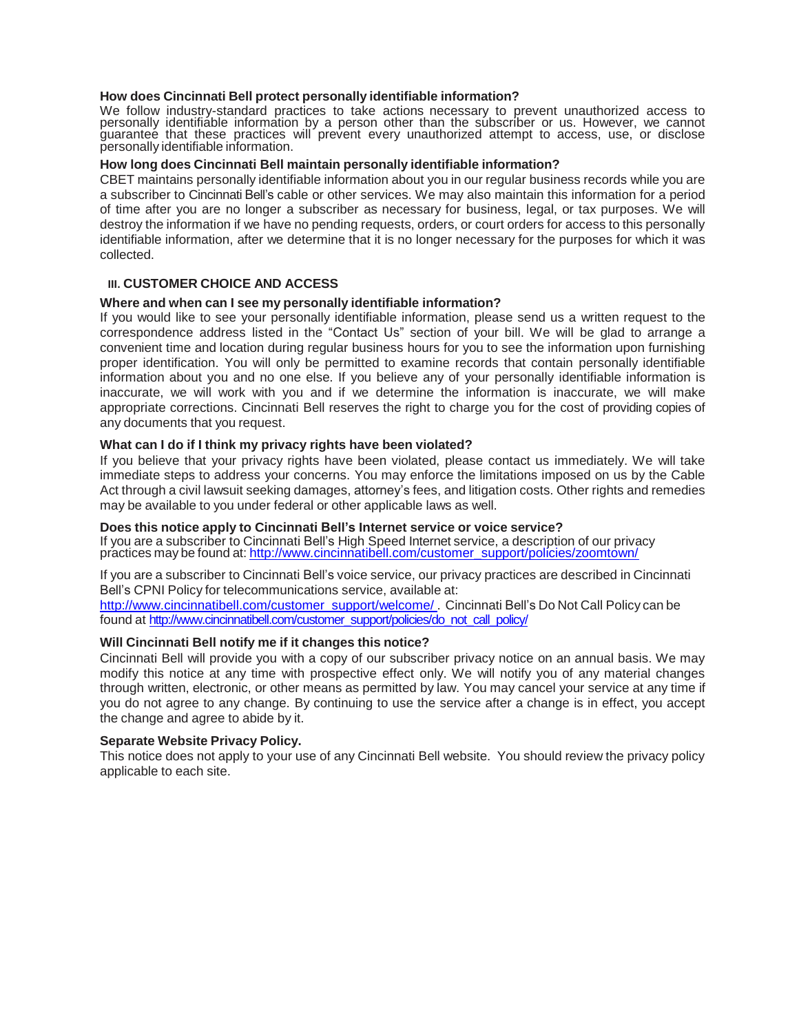**How does Cincinnati Bell protect personally identifiable information?**

We follow industry-standard practices to take actions necessary to prevent unauthorized access to personally identifiable information by a person other than the subscriber or us. However, we cannot guarantee that these practices will prevent every unauthorized attempt to access, use, or disclose personally identifiable information.

**How long does Cincinnati Bell maintain personally identifiable information?**

CBET maintains personally identifiable information about you in our regular business records while you are a subscriber to Cincinnati Bell's cable or other services. We may also maintain this information for a period of time after you are no longer a subscriber as necessary for business, legal, or tax purposes. We will destroy the information if we have no pending requests, orders, or court orders for access to this personally identifiable information, after we determine that it is no longer necessary for the purposes for which it was collected.

## III. CUSTOMER CHOICE AND ACCESS

**Where and when can I see my personally identifiable information?**

If you would like to see your personally identifiable information, please send us a written request to the correspondence address listed in the "Contact Us" section of your bill. We will be glad to arrange a convenient time and location during regular business hours for you to see the information upon furnishing proper identification. You will only be permitted to examine records that contain personally identifiable information about you and no one else. If you believe any of your personally identifiable information is inaccurate, we will work with you and if we determine the information is inaccurate, we will make appropriate corrections. Cincinnati Bell reserves the right to charge you for the cost of providing copies of any documents that you request.

**What can I do if I think my privacy rights have been violated?**

If you believe that your privacy rights have been violated, please contact us immediately. We will take immediate steps to address your concerns. You may enforce the limitations imposed on us by the Cable Act through a civil lawsuit seeking damages, attorney's fees, and litigation costs. Other rights and remedies may be available to you under federal or other applicable laws as well.

**Does this notice apply to Cincinnati Bell's Internet service or voice service?**

If you are a subscriber to Cincinnati Bell's High Speed Internet service, a description of our privacy practices may be found at: http://www.cincinnatibell.com/customer_support/policies/zoomtown/

If you are a subscriber to Cincinnati Bell's voice service, our privacy practices are described in Cincinnati Bell's CPNI Policy for telecommunications service, available at: http://www.cincinnatibell.com/customer_support/welcome/ . Cincinnati Bell's Do Not Call Policy can be found at http://www.cincinnatibell.com/customer_support/policies/do_not_call_policy/

**Will Cincinnati Bell notify me if it changes this notice?**

Cincinnati Bell will provide you with a copy of our subscriber privacy notice on an annual basis. We may modify this notice at any time with prospective effect only. We will notify you of any material changes through written, electronic, or other means as permitted by law. You may cancel your service at any time if you do not agree to any change. By continuing to use the service after a change is in effect, you accept the change and agree to abide by it.

**Separate Website Privacy Policy.**

This notice does not apply to your use of any Cincinnati Bell website. You should review the privacy policy applicable to each site.